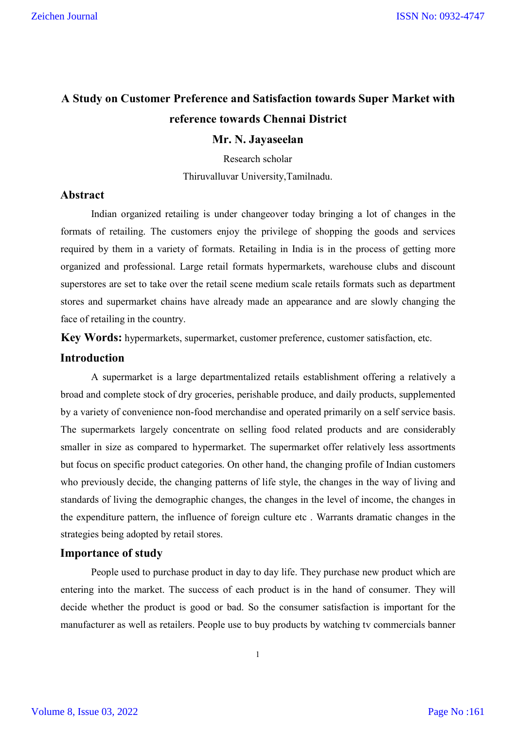# A Study on Customer Preference and Satisfaction towards Super Market with reference towards Chennai District

**Mr. N. Jayaseelan**

Research scholar

Thiruvalluvar University,Tamilnadu.

## Abstract

Indian organized retailing is under changeover today bringing a lot of changes in the formats of retailing. The customers enjoy the privilege of shopping the goods and services required by them in a variety of formats. Retailing in India is in the process of getting more organized and professional. Large retail formats hypermarkets, warehouse clubs and discount superstores are set to take over the retail scene medium scale retails formats such as department stores and supermarket chains have already made an appearance and are slowly changing the face of retailing in the country.

**Key Words:** hypermarkets, supermarket, customer preference, customer satisfaction, etc.

## Introduction

A supermarket is a large departmentalized retails establishment offering a relatively a broad and complete stock of dry groceries, perishable produce, and daily products, supplemented by a variety of convenience non-food merchandise and operated primarily on a self service basis. The supermarkets largely concentrate on selling food related products and are considerably smaller in size as compared to hypermarket. The supermarket offer relatively less assortments but focus on specific product categories. On other hand, the changing profile of Indian customers who previously decide, the changing patterns of life style, the changes in the way of living and standards of living the demographic changes, the changes in the level of income, the changes in the expenditure pattern, the influence of foreign culture etc . Warrants dramatic changes in the strategies being adopted by retail stores.

## Importance of study

People used to purchase product in day to day life. They purchase new product which are entering into the market. The success of each product is in the hand of consumer. They will decide whether the product is good or bad. So the consumer satisfaction is important for the manufacturer as well as retailers. People use to buy products by watching tv commercials banner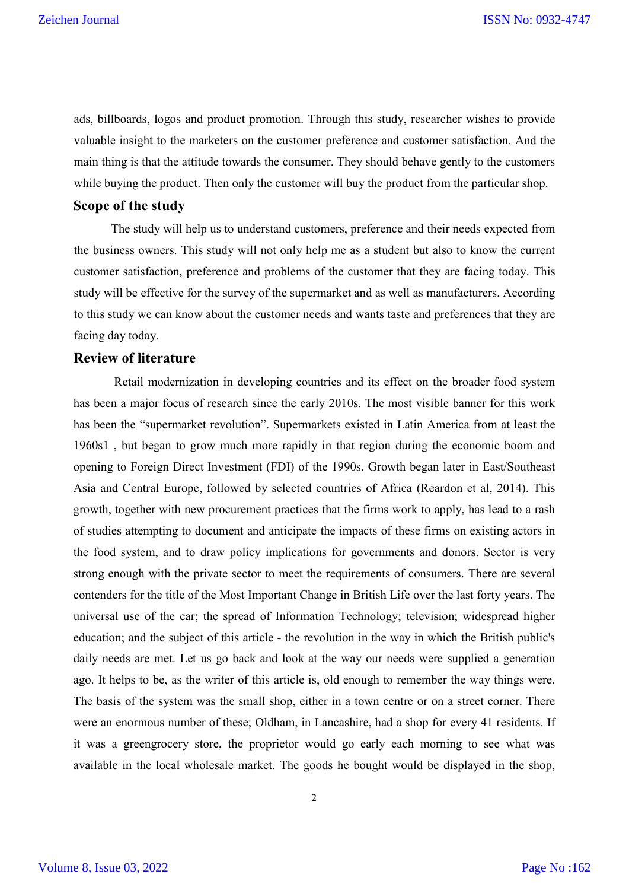ads, billboards, logos and product promotion. Through this study, researcher wishes to provide valuable insight to the marketers on the customer preference and customer satisfaction. And the main thing is that the attitude towards the consumer. They should behave gently to the customers while buying the product. Then only the customer will buy the product from the particular shop.

## Scope of the study

The study will help us to understand customers, preference and their needs expected from the business owners. This study will not only help me as a student but also to know the current customer satisfaction, preference and problems of the customer that they are facing today. This study will be effective for the survey of the supermarket and as well as manufacturers. According to this study we can know about the customer needs and wants taste and preferences that they are facing day today.

## Review of literature

Retail modernization in developing countries and its effect on the broader food system has been a major focus of research since the early 2010s. The most visible banner for this work has been the "supermarket revolution". Supermarkets existed in Latin America from at least the 1960s1 , but began to grow much more rapidly in that region during the economic boom and opening to Foreign Direct Investment (FDI) of the 1990s. Growth began later in East/Southeast Asia and Central Europe, followed by selected countries of Africa (Reardon et al, 2014). This growth, together with new procurement practices that the firms work to apply, has lead to a rash of studies attempting to document and anticipate the impacts of these firms on existing actors in the food system, and to draw policy implications for governments and donors. Sector is very strong enough with the private sector to meet the requirements of consumers. There are several contenders for the title of the Most Important Change in British Life over the last forty years. The universal use of the car; the spread of Information Technology; television; widespread higher education; and the subject of this article - the revolution in the way in which the British public's daily needs are met. Let us go back and look at the way our needs were supplied a generation ago. It helps to be, as the writer of this article is, old enough to remember the way things were. The basis of the system was the small shop, either in a town centre or on a street corner. There were an enormous number of these; Oldham, in Lancashire, had a shop for every 41 residents. If it was a greengrocery store, the proprietor would go early each morning to see what was available in the local wholesale market. The goods he bought would be displayed in the shop,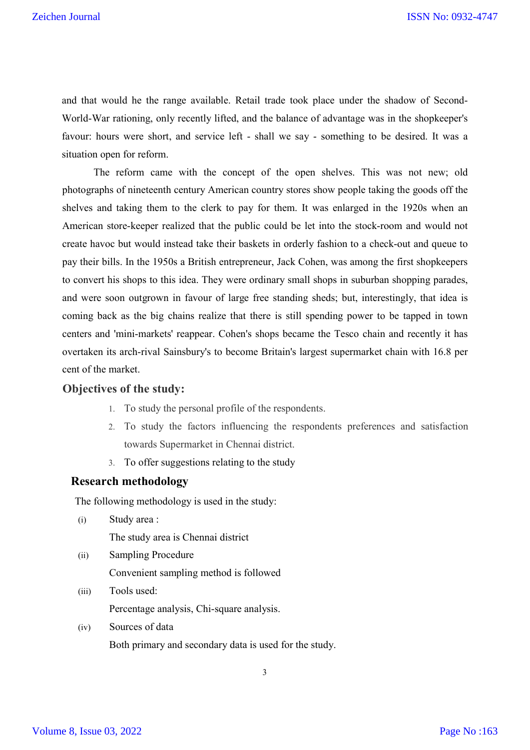and that would he the range available. Retail trade took place under the shadow of Second-World-War rationing, only recently lifted, and the balance of advantage was in the shopkeeper's favour: hours were short, and service left - shall we say - something to be desired. It was a situation open for reform.

The reform came with the concept of the open shelves. This was not new; old photographs of nineteenth century American country stores show people taking the goods off the shelves and taking them to the clerk to pay for them. It was enlarged in the 1920s when an American store-keeper realized that the public could be let into the stock-room and would not create havoc but would instead take their baskets in orderly fashion to a check-out and queue to pay their bills. In the 1950s a British entrepreneur, Jack Cohen, was among the first shopkeepers to convert his shops to this idea. They were ordinary small shops in suburban shopping parades, and were soon outgrown in favour of large free standing sheds; but, interestingly, that idea is coming back as the big chains realize that there is still spending power to be tapped in town centers and 'mini-markets' reappear. Cohen's shops became the Tesco chain and recently it has overtaken its arch-rival Sainsbury's to become Britain's largest supermarket chain with 16.8 per cent of the market.

## Objectives of the study:

1. To study the personal profile of the respondents.
2. To study the factors influencing the respondents preferences and satisfaction towards Supermarket in Chennai district.
3. To offer suggestions relating to the study

## Research methodology

The following methodology is used in the study:

(i) Study area :

The study area is Chennai district

(ii) Sampling Procedure

Convenient sampling method is followed

(iii) Tools used:

Percentage analysis, Chi-square analysis.

(iv) Sources of data

Both primary and secondary data is used for the study.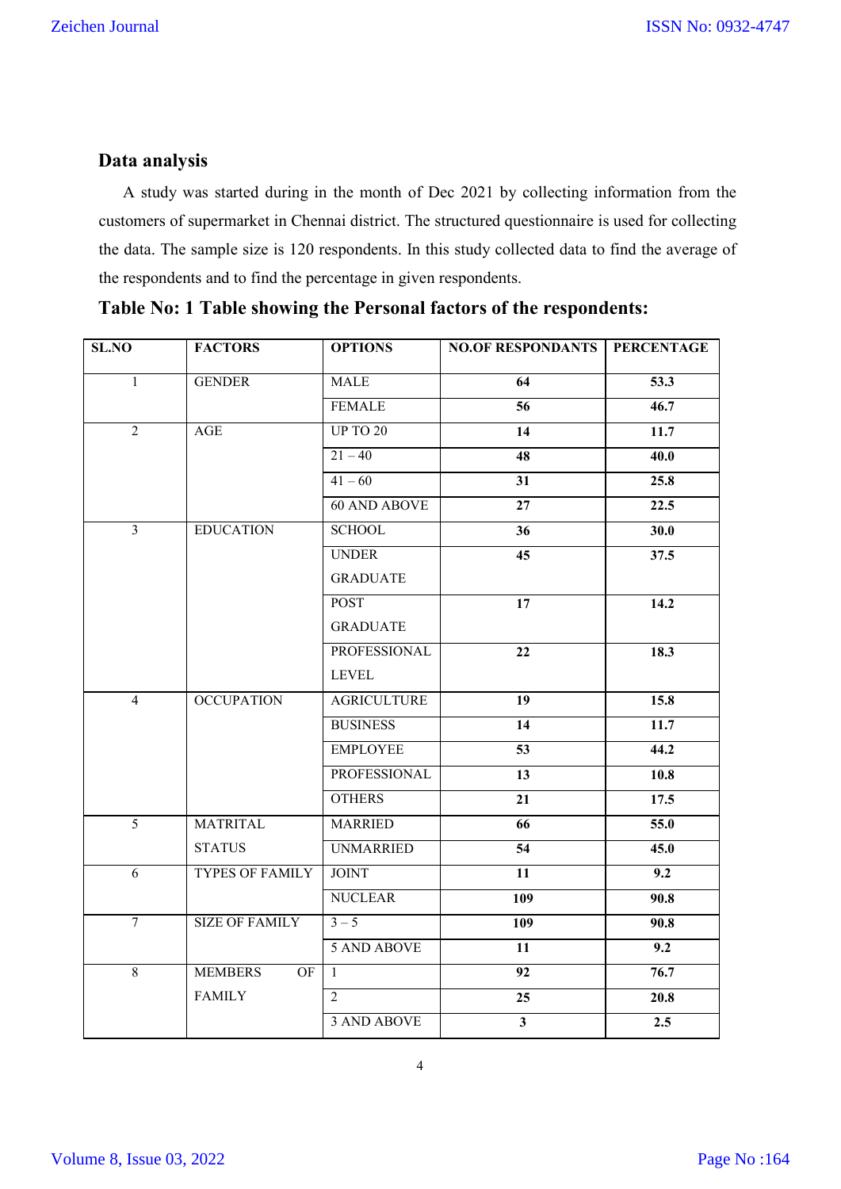## Data analysis

A study was started during in the month of Dec 2021 by collecting information from the customers of supermarket in Chennai district. The structured questionnaire is used for collecting the data. The sample size is 120 respondents. In this study collected data to find the average of the respondents and to find the percentage in given respondents.

### Table No: 1 Table showing the Personal factors of the respondents:

| SL.NO | FACTORS | OPTIONS | NO.OF RESPONDANTS | PERCENTAGE |
|---|---|---|---|---|
| 1 | GENDER | MALE | **64** | **53.3** |
| | | FEMALE | **56** | **46.7** |
| 2 | AGE | UP TO 20 | **14** | **11.7** |
| | | 21 – 40 | **48** | **40.0** |
| | | 41 – 60 | **31** | **25.8** |
| | | 60 AND ABOVE | **27** | **22.5** |
| 3 | EDUCATION | SCHOOL | **36** | **30.0** |
| | | UNDER GRADUATE | **45** | **37.5** |
| | | POST GRADUATE | **17** | **14.2** |
| | | PROFESSIONAL LEVEL | **22** | **18.3** |
| 4 | OCCUPATION | AGRICULTURE | **19** | **15.8** |
| | | BUSINESS | **14** | **11.7** |
| | | EMPLOYEE | **53** | **44.2** |
| | | PROFESSIONAL | **13** | **10.8** |
| | | OTHERS | **21** | **17.5** |
| 5 | MATRITAL STATUS | MARRIED | **66** | **55.0** |
| | | UNMARRIED | **54** | **45.0** |
| 6 | TYPES OF FAMILY | JOINT | **11** | **9.2** |
| | | NUCLEAR | **109** | **90.8** |
| 7 | SIZE OF FAMILY | 3 – 5 | **109** | **90.8** |
| | | 5 AND ABOVE | **11** | **9.2** |
| 8 | MEMBERS OF FAMILY | 1 | **92** | **76.7** |
| | | 2 | **25** | **20.8** |
| | | 3 AND ABOVE | **3** | **2.5** |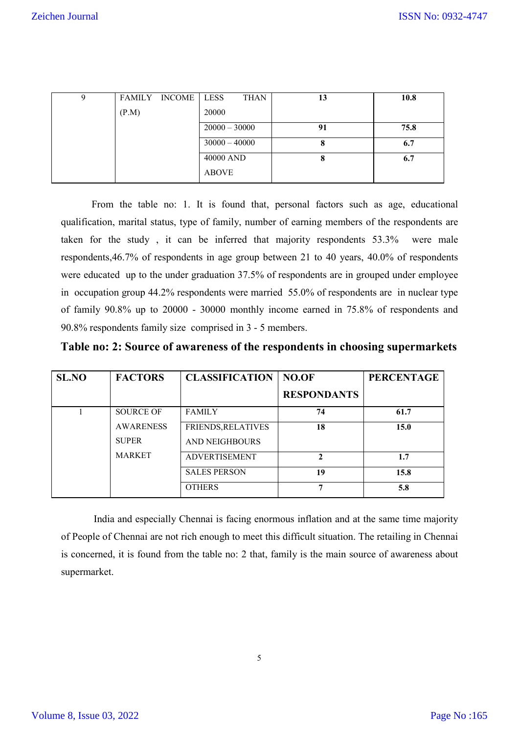| 9 | FAMILY INCOME (P.M) | LESS THAN 20000 | **13** | **10.8** |
|---|---|---|---|---|
| | | 20000 – 30000 | **91** | **75.8** |
| | | 30000 – 40000 | **8** | **6.7** |
| | | 40000 AND ABOVE | **8** | **6.7** |

From the table no: 1. It is found that, personal factors such as age, educational qualification, marital status, type of family, number of earning members of the respondents are taken for the study , it can be inferred that majority respondents 53.3% were male respondents,46.7% of respondents in age group between 21 to 40 years, 40.0% of respondents were educated up to the under graduation 37.5% of respondents are in grouped under employee in occupation group 44.2% respondents were married 55.0% of respondents are in nuclear type of family 90.8% up to 20000 - 30000 monthly income earned in 75.8% of respondents and 90.8% respondents family size comprised in 3 - 5 members.

**Table no: 2: Source of awareness of the respondents in choosing supermarkets**

| SL.NO | FACTORS | CLASSIFICATION | NO.OF RESPONDANTS | PERCENTAGE |
|---|---|---|---|---|
| 1 | SOURCE OF AWARENESS SUPER MARKET | FAMILY | **74** | **61.7** |
| | | FRIENDS,RELATIVES AND NEIGHBOURS | **18** | **15.0** |
| | | ADVERTISEMENT | **2** | **1.7** |
| | | SALES PERSON | **19** | **15.8** |
| | | OTHERS | **7** | **5.8** |

India and especially Chennai is facing enormous inflation and at the same time majority of People of Chennai are not rich enough to meet this difficult situation. The retailing in Chennai is concerned, it is found from the table no: 2 that, family is the main source of awareness about supermarket.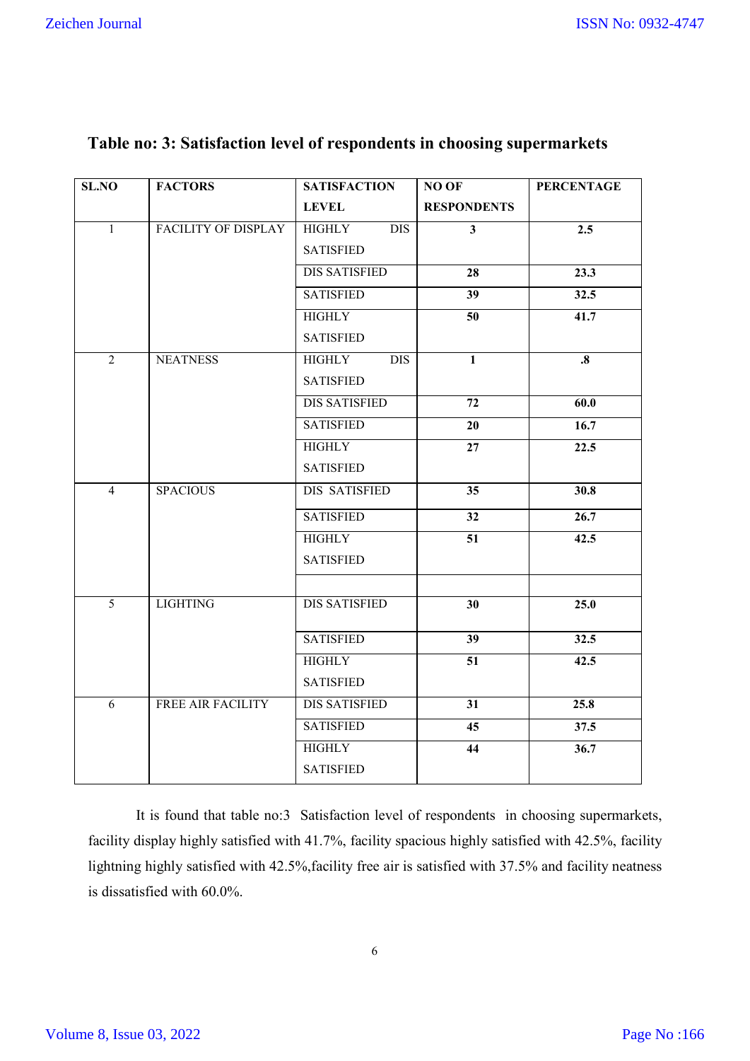**Table no: 3: Satisfaction level of respondents in choosing supermarkets**

| SL.NO | FACTORS | SATISFACTION LEVEL | NO OF RESPONDENTS | PERCENTAGE |
|---|---|---|---|---|
| 1 | FACILITY OF DISPLAY | HIGHLY DIS SATISFIED | **3** | **2.5** |
| | | DIS SATISFIED | **28** | **23.3** |
| | | SATISFIED | **39** | **32.5** |
| | | HIGHLY SATISFIED | **50** | **41.7** |
| 2 | NEATNESS | HIGHLY DIS SATISFIED | **1** | **.8** |
| | | DIS SATISFIED | **72** | **60.0** |
| | | SATISFIED | **20** | **16.7** |
| | | HIGHLY SATISFIED | **27** | **22.5** |
| 4 | SPACIOUS | DIS SATISFIED | **35** | **30.8** |
| | | SATISFIED | **32** | **26.7** |
| | | HIGHLY SATISFIED | **51** | **42.5** |
| | | | | |
| 5 | LIGHTING | DIS SATISFIED | **30** | **25.0** |
| | | SATISFIED | **39** | **32.5** |
| | | HIGHLY SATISFIED | **51** | **42.5** |
| 6 | FREE AIR FACILITY | DIS SATISFIED | **31** | **25.8** |
| | | SATISFIED | **45** | **37.5** |
| | | HIGHLY SATISFIED | **44** | **36.7** |

It is found that table no:3 Satisfaction level of respondents in choosing supermarkets, facility display highly satisfied with 41.7%, facility spacious highly satisfied with 42.5%, facility lightning highly satisfied with 42.5%,facility free air is satisfied with 37.5% and facility neatness is dissatisfied with 60.0%.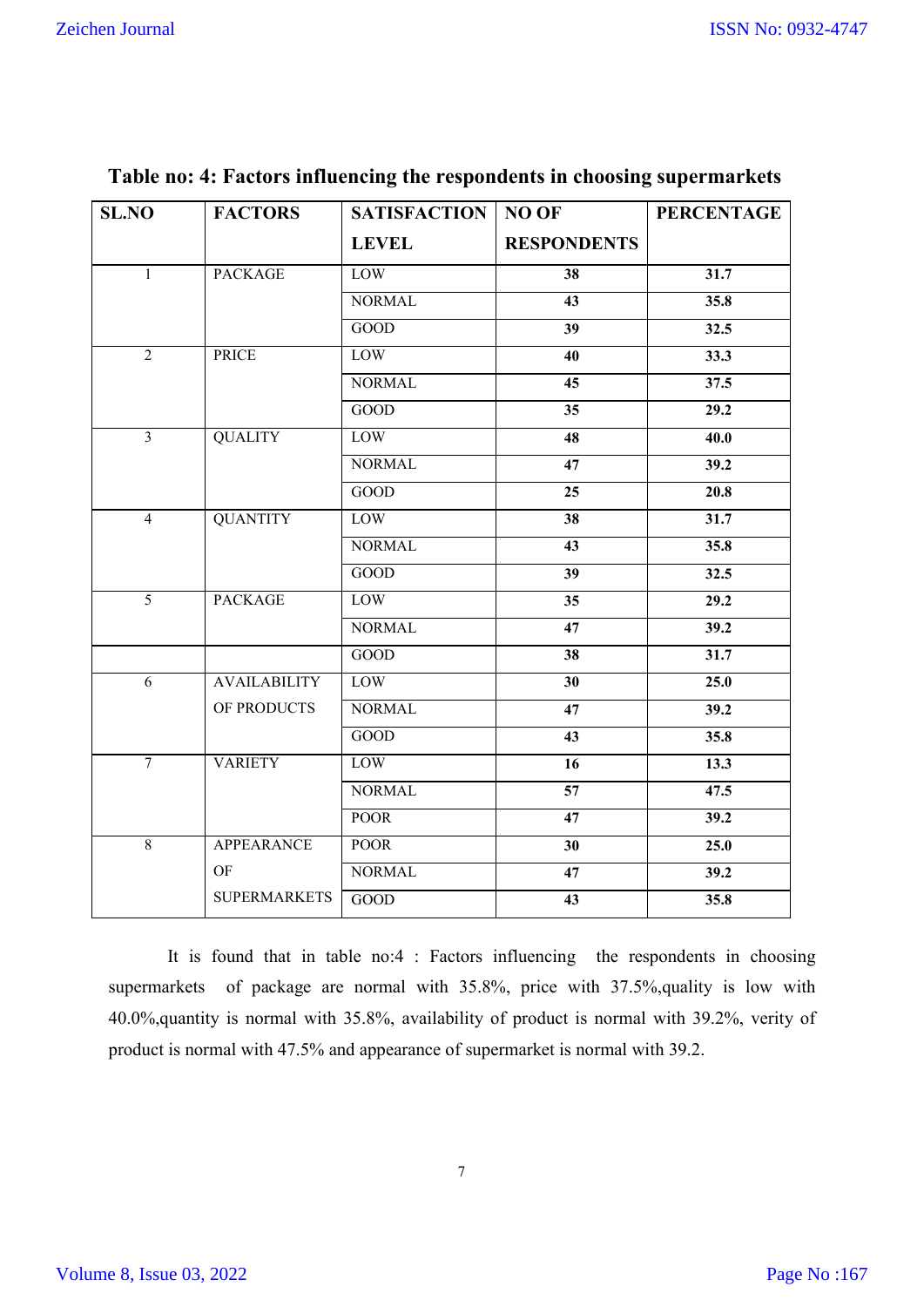**Table no: 4: Factors influencing the respondents in choosing supermarkets**

| SL.NO | FACTORS | SATISFACTION LEVEL | NO OF RESPONDENTS | PERCENTAGE |
|---|---|---|---|---|
| 1 | PACKAGE | LOW | **38** | **31.7** |
| | | NORMAL | **43** | **35.8** |
| | | GOOD | **39** | **32.5** |
| 2 | PRICE | LOW | **40** | **33.3** |
| | | NORMAL | **45** | **37.5** |
| | | GOOD | **35** | **29.2** |
| 3 | QUALITY | LOW | **48** | **40.0** |
| | | NORMAL | **47** | **39.2** |
| | | GOOD | **25** | **20.8** |
| 4 | QUANTITY | LOW | **38** | **31.7** |
| | | NORMAL | **43** | **35.8** |
| | | GOOD | **39** | **32.5** |
| 5 | PACKAGE | LOW | **35** | **29.2** |
| | | NORMAL | **47** | **39.2** |
| | | GOOD | **38** | **31.7** |
| 6 | AVAILABILITY OF PRODUCTS | LOW | **30** | **25.0** |
| | | NORMAL | **47** | **39.2** |
| | | GOOD | **43** | **35.8** |
| 7 | VARIETY | LOW | **16** | **13.3** |
| | | NORMAL | **57** | **47.5** |
| | | POOR | **47** | **39.2** |
| 8 | APPEARANCE OF SUPERMARKETS | POOR | **30** | **25.0** |
| | | NORMAL | **47** | **39.2** |
| | | GOOD | **43** | **35.8** |

It is found that in table no:4 : Factors influencing the respondents in choosing supermarkets of package are normal with 35.8%, price with 37.5%,quality is low with 40.0%,quantity is normal with 35.8%, availability of product is normal with 39.2%, verity of product is normal with 47.5% and appearance of supermarket is normal with 39.2.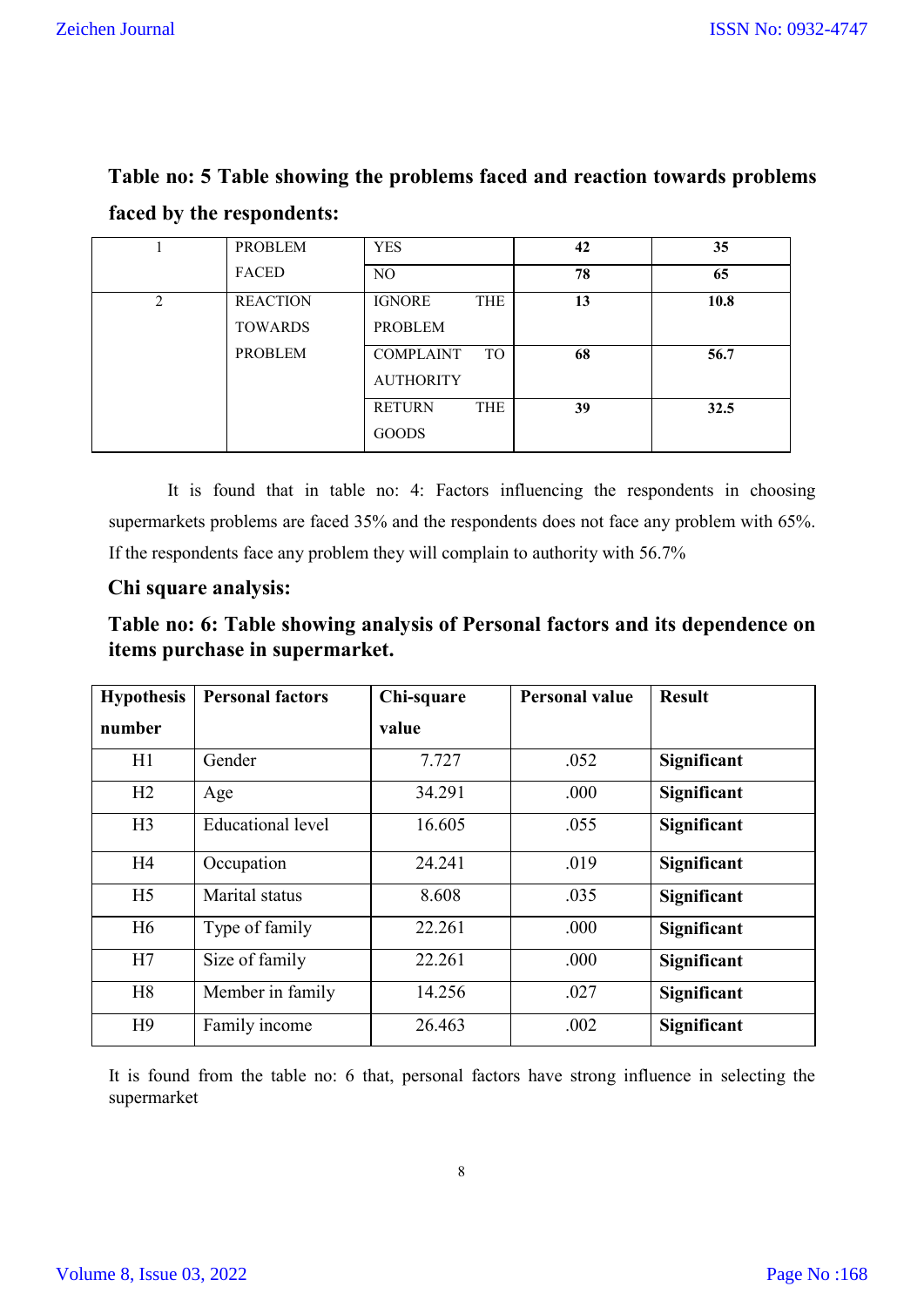**Table no: 5 Table showing the problems faced and reaction towards problems faced by the respondents:**

| | | | | |
|---|---|---|---|---|
| 1 | PROBLEM FACED | YES | **42** | **35** |
| | | NO | **78** | **65** |
| 2 | REACTION TOWARDS PROBLEM | IGNORE THE PROBLEM | **13** | **10.8** |
| | | COMPLAINT TO AUTHORITY | **68** | **56.7** |
| | | RETURN THE GOODS | **39** | **32.5** |

It is found that in table no: 4: Factors influencing the respondents in choosing supermarkets problems are faced 35% and the respondents does not face any problem with 65%. If the respondents face any problem they will complain to authority with 56.7%

## Chi square analysis:

**Table no: 6: Table showing analysis of Personal factors and its dependence on items purchase in supermarket.**

| Hypothesis number | Personal factors | Chi-square value | Personal value | Result |
|---|---|---|---|---|
| H1 | Gender | 7.727 | .052 | **Significant** |
| H2 | Age | 34.291 | .000 | **Significant** |
| H3 | Educational level | 16.605 | .055 | **Significant** |
| H4 | Occupation | 24.241 | .019 | **Significant** |
| H5 | Marital status | 8.608 | .035 | **Significant** |
| H6 | Type of family | 22.261 | .000 | **Significant** |
| H7 | Size of family | 22.261 | .000 | **Significant** |
| H8 | Member in family | 14.256 | .027 | **Significant** |
| H9 | Family income | 26.463 | .002 | **Significant** |

It is found from the table no: 6 that, personal factors have strong influence in selecting the supermarket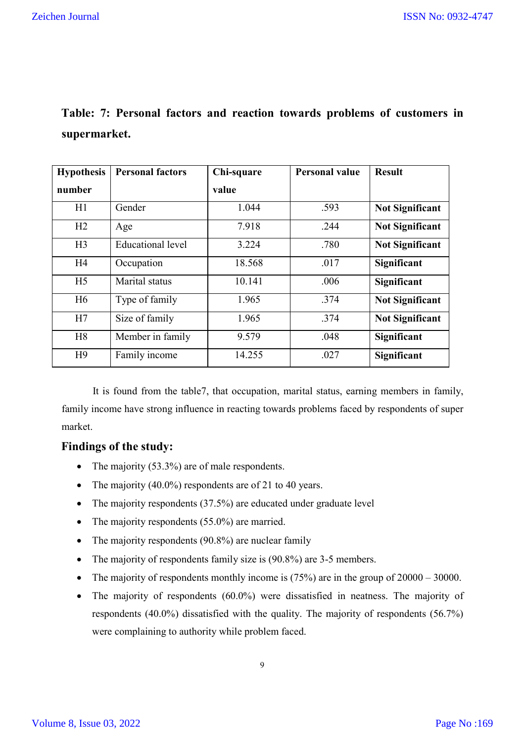**Table: 7: Personal factors and reaction towards problems of customers in supermarket.**

| Hypothesis number | Personal factors | Chi-square value | Personal value | Result |
|---|---|---|---|---|
| H1 | Gender | 1.044 | .593 | **Not Significant** |
| H2 | Age | 7.918 | .244 | **Not Significant** |
| H3 | Educational level | 3.224 | .780 | **Not Significant** |
| H4 | Occupation | 18.568 | .017 | **Significant** |
| H5 | Marital status | 10.141 | .006 | **Significant** |
| H6 | Type of family | 1.965 | .374 | **Not Significant** |
| H7 | Size of family | 1.965 | .374 | **Not Significant** |
| H8 | Member in family | 9.579 | .048 | **Significant** |
| H9 | Family income | 14.255 | .027 | **Significant** |

It is found from the table7, that occupation, marital status, earning members in family, family income have strong influence in reacting towards problems faced by respondents of super market.

## Findings of the study:

- The majority (53.3%) are of male respondents.
- The majority (40.0%) respondents are of 21 to 40 years.
- The majority respondents (37.5%) are educated under graduate level
- The majority respondents (55.0%) are married.
- The majority respondents (90.8%) are nuclear family
- The majority of respondents family size is (90.8%) are 3-5 members.
- The majority of respondents monthly income is (75%) are in the group of 20000 – 30000.
- The majority of respondents (60.0%) were dissatisfied in neatness. The majority of respondents (40.0%) dissatisfied with the quality. The majority of respondents (56.7%) were complaining to authority while problem faced.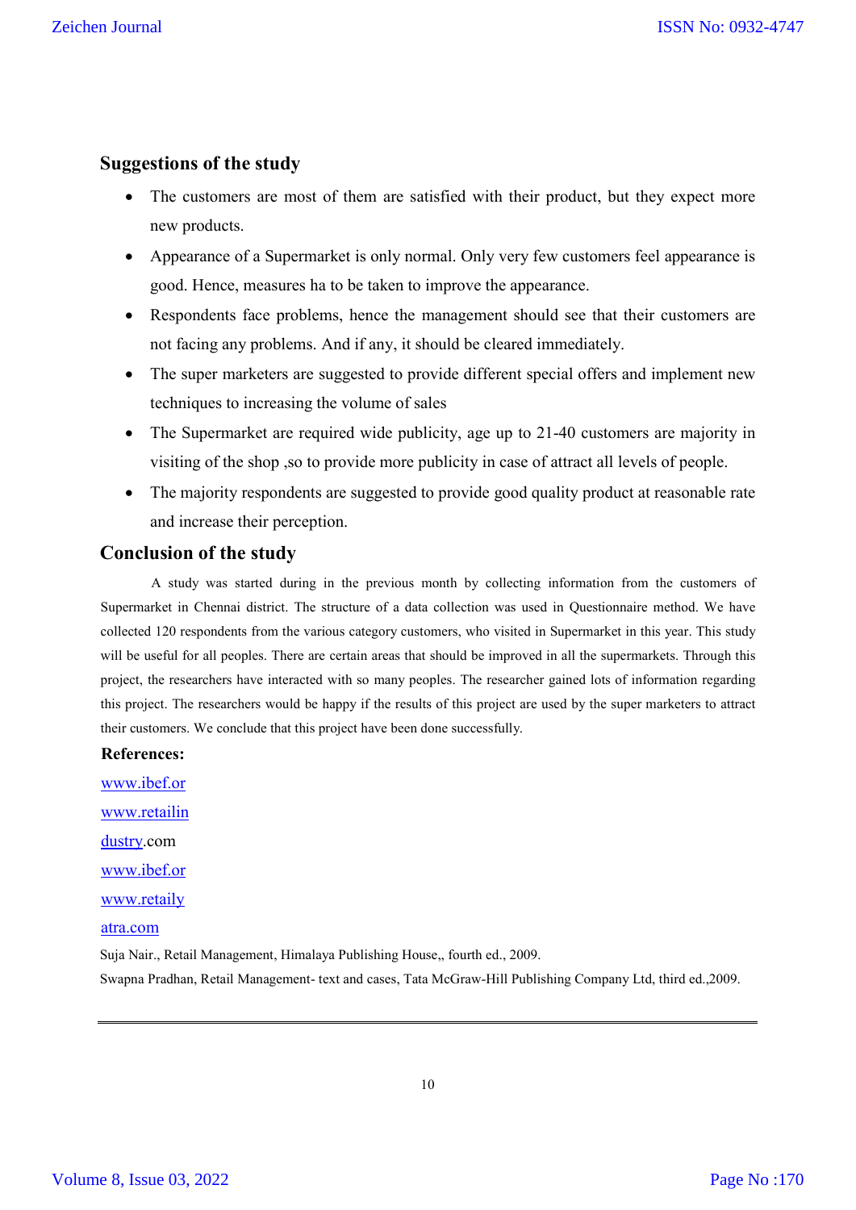## Suggestions of the study

- The customers are most of them are satisfied with their product, but they expect more new products.
- Appearance of a Supermarket is only normal. Only very few customers feel appearance is good. Hence, measures ha to be taken to improve the appearance.
- Respondents face problems, hence the management should see that their customers are not facing any problems. And if any, it should be cleared immediately.
- The super marketers are suggested to provide different special offers and implement new techniques to increasing the volume of sales
- The Supermarket are required wide publicity, age up to 21-40 customers are majority in visiting of the shop ,so to provide more publicity in case of attract all levels of people.
- The majority respondents are suggested to provide good quality product at reasonable rate and increase their perception.

## Conclusion of the study

A study was started during in the previous month by collecting information from the customers of Supermarket in Chennai district. The structure of a data collection was used in Questionnaire method. We have collected 120 respondents from the various category customers, who visited in Supermarket in this year. This study will be useful for all peoples. There are certain areas that should be improved in all the supermarkets. Through this project, the researchers have interacted with so many peoples. The researcher gained lots of information regarding this project. The researchers would be happy if the results of this project are used by the super marketers to attract their customers. We conclude that this project have been done successfully.

**References:**

www.ibef.or

www.retailin
dustry.com

www.ibef.or

www.retaily
atra.com

Suja Nair., Retail Management, Himalaya Publishing House,, fourth ed., 2009.

Swapna Pradhan, Retail Management- text and cases, Tata McGraw-Hill Publishing Company Ltd, third ed.,2009.